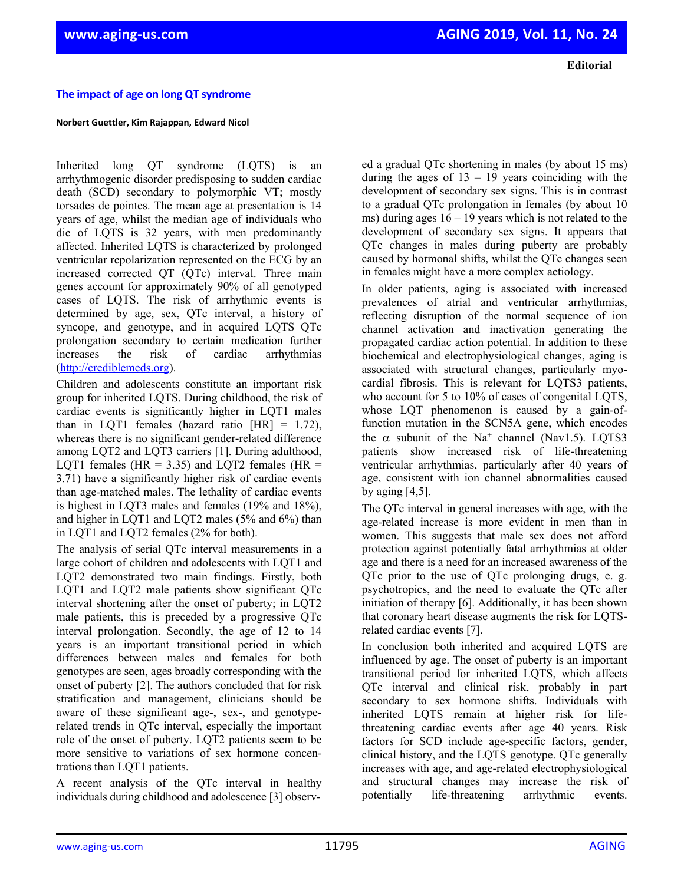Editorial

# The impact of age on long QT syndrome

**Norbert Guettler, Kim Rajappan, Edward Nicol**

Inherited long QT syndrome (LQTS) is an arrhythmogenic disorder predisposing to sudden cardiac death (SCD) secondary to polymorphic VT; mostly torsades de pointes. The mean age at presentation is 14 years of age, whilst the median age of individuals who die of LQTS is 32 years, with men predominantly affected. Inherited LQTS is characterized by prolonged ventricular repolarization represented on the ECG by an increased corrected QT (QTc) interval. Three main genes account for approximately 90% of all genotyped cases of LQTS. The risk of arrhythmic events is determined by age, sex, QTc interval, a history of syncope, and genotype, and in acquired LQTS QTc prolongation secondary to certain medication further increases the risk of cardiac arrhythmias (http://crediblemeds.org).

Children and adolescents constitute an important risk group for inherited LQTS. During childhood, the risk of cardiac events is significantly higher in LQT1 males than in LQT1 females (hazard ratio [HR] = 1.72), whereas there is no significant gender-related difference among LQT2 and LQT3 carriers [1]. During adulthood, LQT1 females (HR = 3.35) and LQT2 females (HR = 3.71) have a significantly higher risk of cardiac events than age-matched males. The lethality of cardiac events is highest in LQT3 males and females (19% and 18%), and higher in LQT1 and LQT2 males (5% and 6%) than in LQT1 and LQT2 females (2% for both).

The analysis of serial QTc interval measurements in a large cohort of children and adolescents with LQT1 and LQT2 demonstrated two main findings. Firstly, both LQT1 and LQT2 male patients show significant QTc interval shortening after the onset of puberty; in LQT2 male patients, this is preceded by a progressive QTc interval prolongation. Secondly, the age of 12 to 14 years is an important transitional period in which differences between males and females for both genotypes are seen, ages broadly corresponding with the onset of puberty [2]. The authors concluded that for risk stratification and management, clinicians should be aware of these significant age-, sex-, and genotype-related trends in QTc interval, especially the important role of the onset of puberty. LQT2 patients seem to be more sensitive to variations of sex hormone concentrations than LQT1 patients.

A recent analysis of the QTc interval in healthy individuals during childhood and adolescence [3] observed a gradual QTc shortening in males (by about 15 ms) during the ages of 13 – 19 years coinciding with the development of secondary sex signs. This is in contrast to a gradual QTc prolongation in females (by about 10 ms) during ages 16 – 19 years which is not related to the development of secondary sex signs. It appears that QTc changes in males during puberty are probably caused by hormonal shifts, whilst the QTc changes seen in females might have a more complex aetiology.

In older patients, aging is associated with increased prevalences of atrial and ventricular arrhythmias, reflecting disruption of the normal sequence of ion channel activation and inactivation generating the propagated cardiac action potential. In addition to these biochemical and electrophysiological changes, aging is associated with structural changes, particularly myocardial fibrosis. This is relevant for LQTS3 patients, who account for 5 to 10% of cases of congenital LQTS, whose LQT phenomenon is caused by a gain-of-function mutation in the SCN5A gene, which encodes the α subunit of the $Na^+$ channel (Nav1.5). LQTS3 patients show increased risk of life-threatening ventricular arrhythmias, particularly after 40 years of age, consistent with ion channel abnormalities caused by aging [4,5].

The QTc interval in general increases with age, with the age-related increase is more evident in men than in women. This suggests that male sex does not afford protection against potentially fatal arrhythmias at older age and there is a need for an increased awareness of the QTc prior to the use of QTc prolonging drugs, e. g. psychotropics, and the need to evaluate the QTc after initiation of therapy [6]. Additionally, it has been shown that coronary heart disease augments the risk for LQTS-related cardiac events [7].

In conclusion both inherited and acquired LQTS are influenced by age. The onset of puberty is an important transitional period for inherited LQTS, which affects QTc interval and clinical risk, probably in part secondary to sex hormone shifts. Individuals with inherited LQTS remain at higher risk for life-threatening cardiac events after age 40 years. Risk factors for SCD include age-specific factors, gender, clinical history, and the LQTS genotype. QTc generally increases with age, and age-related electrophysiological and structural changes may increase the risk of potentially life-threatening arrhythmic events.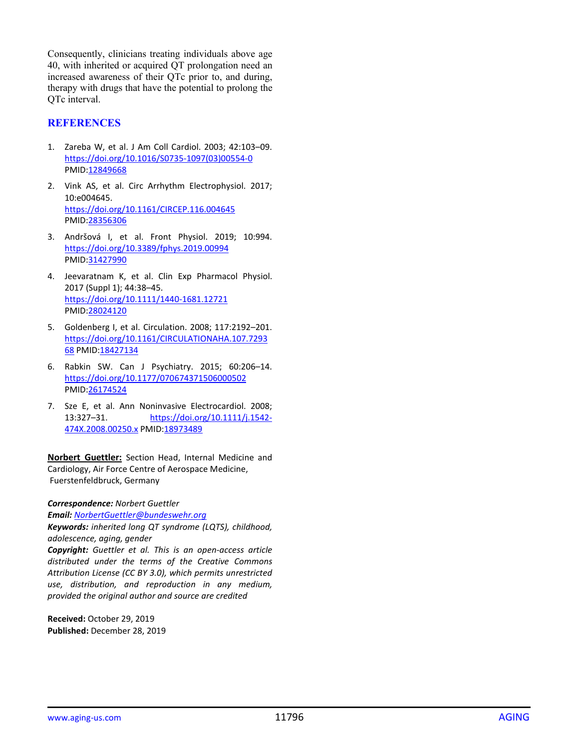Consequently, clinicians treating individuals above age 40, with inherited or acquired QT prolongation need an increased awareness of their QTc prior to, and during, therapy with drugs that have the potential to prolong the QTc interval.

## REFERENCES

1. Zareba W, et al. J Am Coll Cardiol. 2003; 42:103–09. https://doi.org/10.1016/S0735-1097(03)00554-0 PMID:12849668

2. Vink AS, et al. Circ Arrhythm Electrophysiol. 2017; 10:e004645. https://doi.org/10.1161/CIRCEP.116.004645 PMID:28356306

3. Andršová I, et al. Front Physiol. 2019; 10:994. https://doi.org/10.3389/fphys.2019.00994 PMID:31427990

4. Jeevaratnam K, et al. Clin Exp Pharmacol Physiol. 2017 (Suppl 1); 44:38–45. https://doi.org/10.1111/1440-1681.12721 PMID:28024120

5. Goldenberg I, et al. Circulation. 2008; 117:2192–201. https://doi.org/10.1161/CIRCULATIONAHA.107.729368 PMID:18427134

6. Rabkin SW. Can J Psychiatry. 2015; 60:206–14. https://doi.org/10.1177/070674371506000502 PMID:26174524

7. Sze E, et al. Ann Noninvasive Electrocardiol. 2008; 13:327–31. https://doi.org/10.1111/j.1542-474X.2008.00250.x PMID:18973489

**Norbert Guettler:** Section Head, Internal Medicine and Cardiology, Air Force Centre of Aerospace Medicine, Fuerstenfeldbruck, Germany

***Correspondence:*** *Norbert Guettler*
***Email:*** *NorbertGuettler@bundeswehr.org*
***Keywords:*** *inherited long QT syndrome (LQTS), childhood, adolescence, aging, gender*
***Copyright:*** *Guettler et al. This is an open-access article distributed under the terms of the Creative Commons Attribution License (CC BY 3.0), which permits unrestricted use, distribution, and reproduction in any medium, provided the original author and source are credited*

**Received:** October 29, 2019
**Published:** December 28, 2019